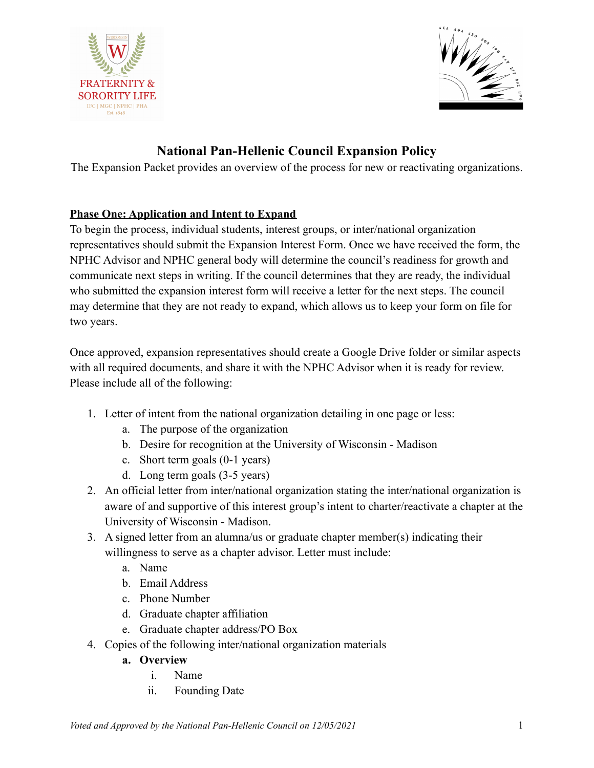# National Pan-Hellenic Council Expansion Policy

The Expansion Packet provides an overview of the process for new or reactivating organizations.

## Phase One: Application and Intent to Expand

To begin the process, individual students, interest groups, or inter/national organization representatives should submit the Expansion Interest Form. Once we have received the form, the NPHC Advisor and NPHC general body will determine the council's readiness for growth and communicate next steps in writing. If the council determines that they are ready, the individual who submitted the expansion interest form will receive a letter for the next steps. The council may determine that they are not ready to expand, which allows us to keep your form on file for two years.

Once approved, expansion representatives should create a Google Drive folder or similar aspects with all required documents, and share it with the NPHC Advisor when it is ready for review. Please include all of the following:

1. Letter of intent from the national organization detailing in one page or less:
    a. The purpose of the organization
    b. Desire for recognition at the University of Wisconsin - Madison
    c. Short term goals (0-1 years)
    d. Long term goals (3-5 years)
2. An official letter from inter/national organization stating the inter/national organization is aware of and supportive of this interest group's intent to charter/reactivate a chapter at the University of Wisconsin - Madison.
3. A signed letter from an alumna/us or graduate chapter member(s) indicating their willingness to serve as a chapter advisor. Letter must include:
    a. Name
    b. Email Address
    c. Phone Number
    d. Graduate chapter affiliation
    e. Graduate chapter address/PO Box
4. Copies of the following inter/national organization materials
    a. **Overview**
        i. Name
        ii. Founding Date

*Voted and Approved by the National Pan-Hellenic Council on 12/05/2021*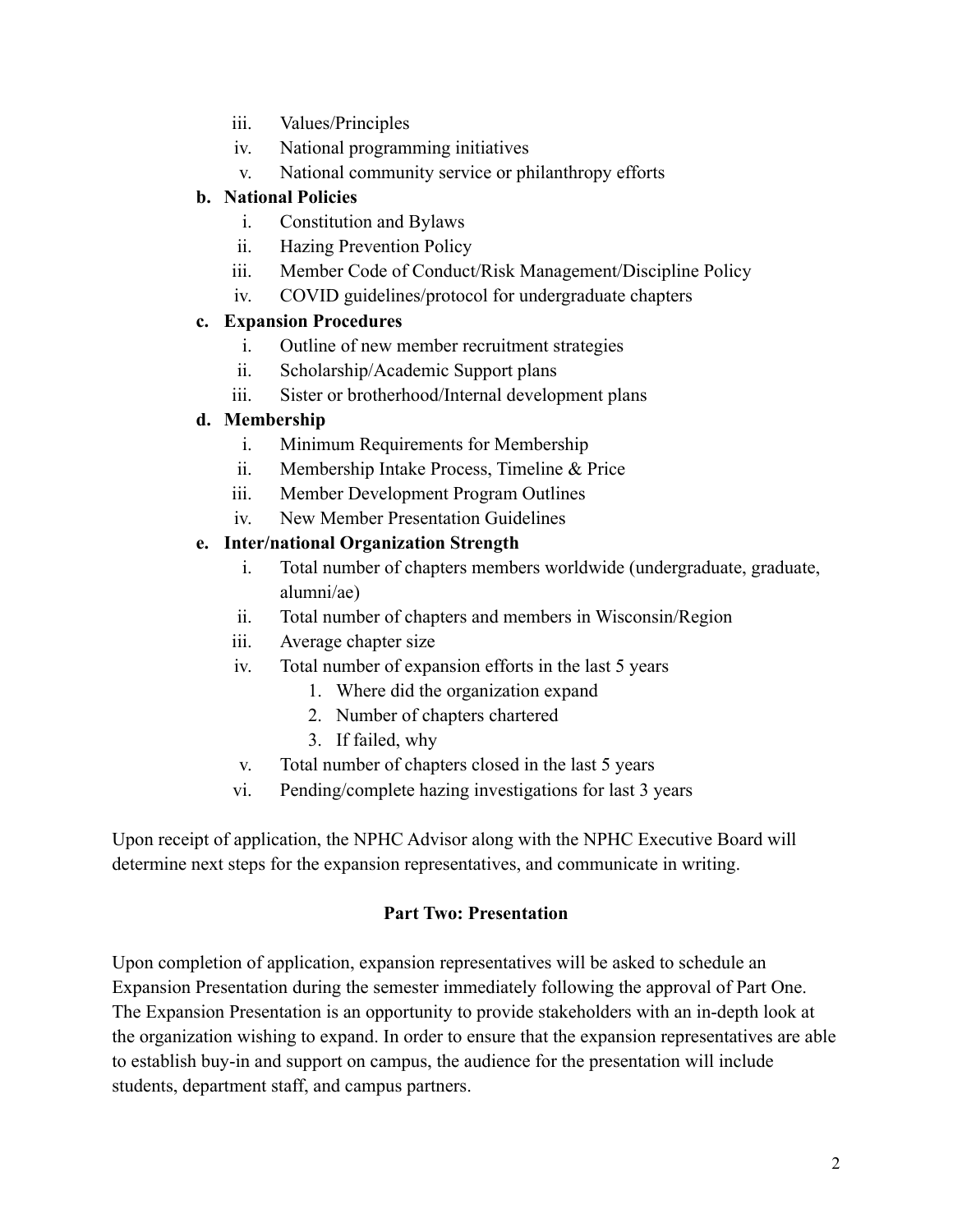iii. Values/Principles
   iv. National programming initiatives
   v. National community service or philanthropy efforts

**b. National Policies**

   i. Constitution and Bylaws
   ii. Hazing Prevention Policy
   iii. Member Code of Conduct/Risk Management/Discipline Policy
   iv. COVID guidelines/protocol for undergraduate chapters

**c. Expansion Procedures**

   i. Outline of new member recruitment strategies
   ii. Scholarship/Academic Support plans
   iii. Sister or brotherhood/Internal development plans

**d. Membership**

   i. Minimum Requirements for Membership
   ii. Membership Intake Process, Timeline & Price
   iii. Member Development Program Outlines
   iv. New Member Presentation Guidelines

**e. Inter/national Organization Strength**

   i. Total number of chapters members worldwide (undergraduate, graduate, alumni/ae)
   ii. Total number of chapters and members in Wisconsin/Region
   iii. Average chapter size
   iv. Total number of expansion efforts in the last 5 years
      1. Where did the organization expand
      2. Number of chapters chartered
      3. If failed, why
   v. Total number of chapters closed in the last 5 years
   vi. Pending/complete hazing investigations for last 3 years

Upon receipt of application, the NPHC Advisor along with the NPHC Executive Board will determine next steps for the expansion representatives, and communicate in writing.

**Part Two: Presentation**

Upon completion of application, expansion representatives will be asked to schedule an Expansion Presentation during the semester immediately following the approval of Part One. The Expansion Presentation is an opportunity to provide stakeholders with an in-depth look at the organization wishing to expand. In order to ensure that the expansion representatives are able to establish buy-in and support on campus, the audience for the presentation will include students, department staff, and campus partners.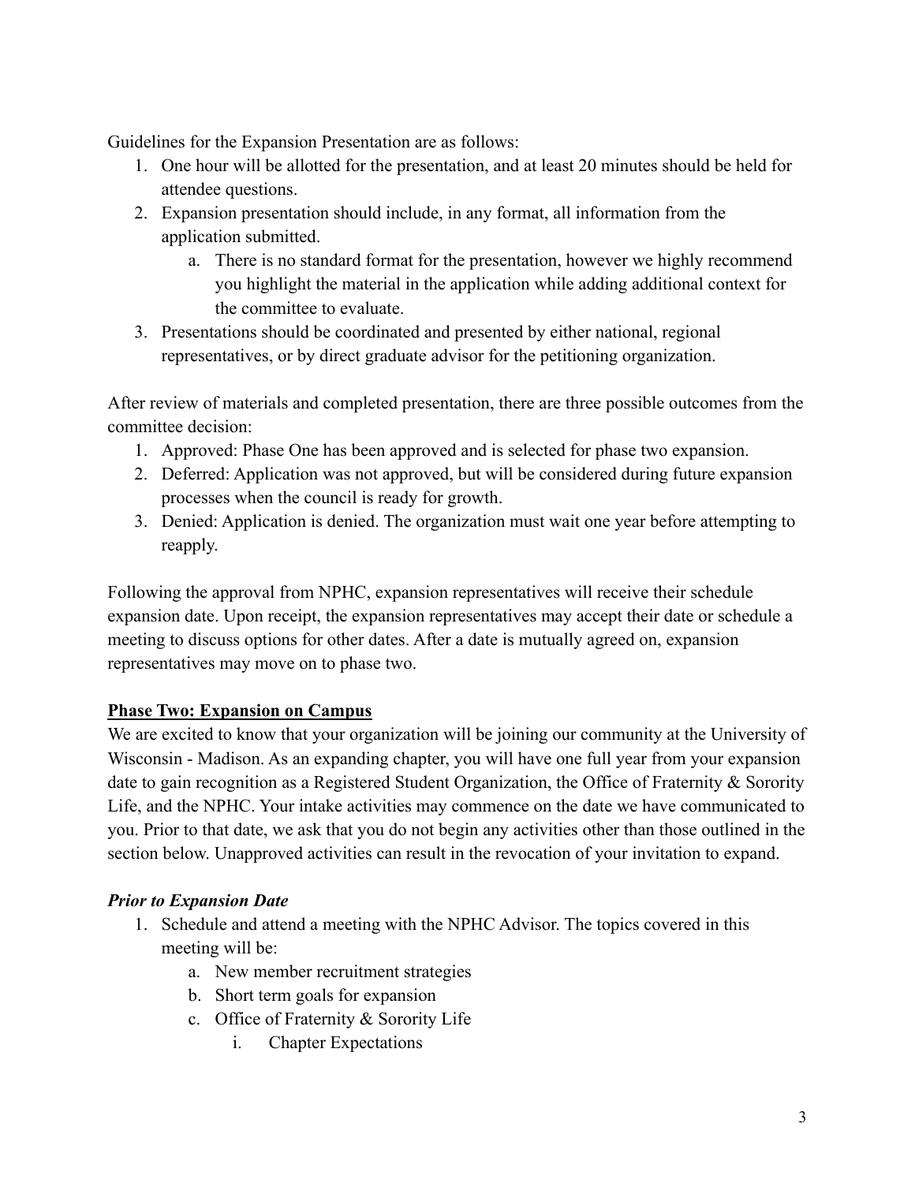Guidelines for the Expansion Presentation are as follows:

1. One hour will be allotted for the presentation, and at least 20 minutes should be held for attendee questions.
2. Expansion presentation should include, in any format, all information from the application submitted.
   a. There is no standard format for the presentation, however we highly recommend you highlight the material in the application while adding additional context for the committee to evaluate.
3. Presentations should be coordinated and presented by either national, regional representatives, or by direct graduate advisor for the petitioning organization.

After review of materials and completed presentation, there are three possible outcomes from the committee decision:

1. Approved: Phase One has been approved and is selected for phase two expansion.
2. Deferred: Application was not approved, but will be considered during future expansion processes when the council is ready for growth.
3. Denied: Application is denied. The organization must wait one year before attempting to reapply.

Following the approval from NPHC, expansion representatives will receive their schedule expansion date. Upon receipt, the expansion representatives may accept their date or schedule a meeting to discuss options for other dates. After a date is mutually agreed on, expansion representatives may move on to phase two.

## <u>Phase Two: Expansion on Campus</u>

We are excited to know that your organization will be joining our community at the University of Wisconsin - Madison. As an expanding chapter, you will have one full year from your expansion date to gain recognition as a Registered Student Organization, the Office of Fraternity & Sorority Life, and the NPHC. Your intake activities may commence on the date we have communicated to you. Prior to that date, we ask that you do not begin any activities other than those outlined in the section below. Unapproved activities can result in the revocation of your invitation to expand.

### ***Prior to Expansion Date***

1. Schedule and attend a meeting with the NPHC Advisor. The topics covered in this meeting will be:
   a. New member recruitment strategies
   b. Short term goals for expansion
   c. Office of Fraternity & Sorority Life
      i. Chapter Expectations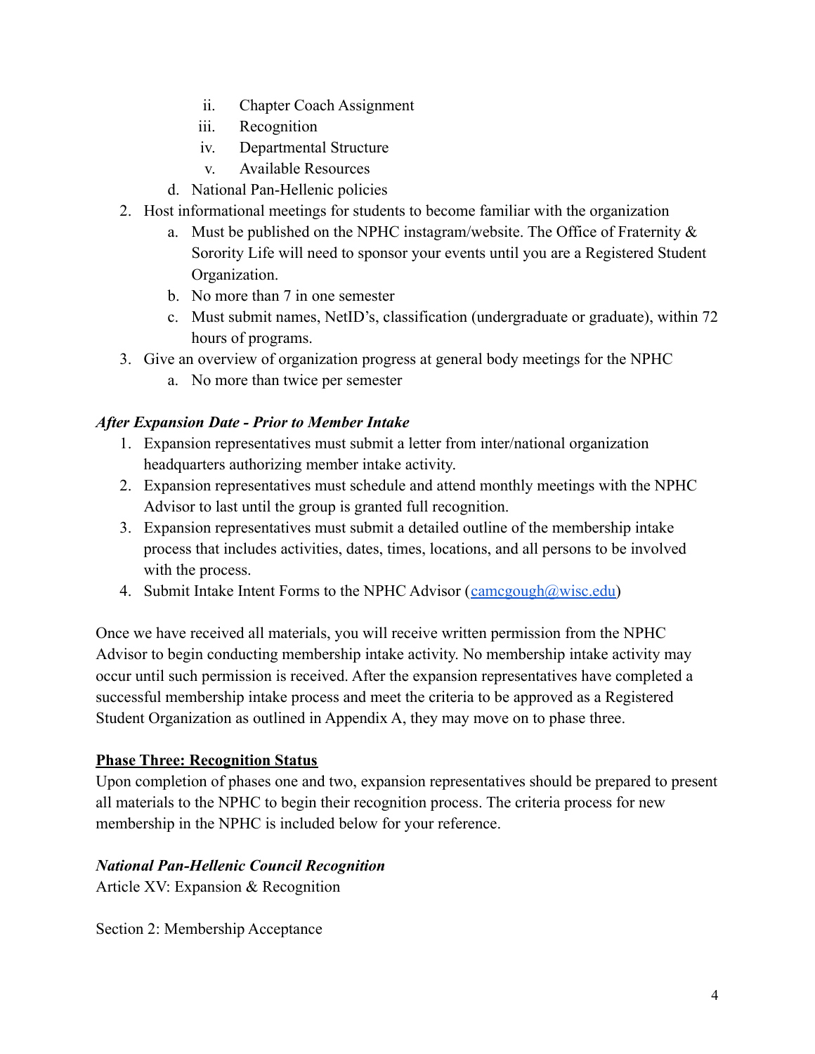ii. Chapter Coach Assignment
    iii. Recognition
    iv. Departmental Structure
    v. Available Resources

   d. National Pan-Hellenic policies

2. Host informational meetings for students to become familiar with the organization
   a. Must be published on the NPHC instagram/website. The Office of Fraternity & Sorority Life will need to sponsor your events until you are a Registered Student Organization.
   b. No more than 7 in one semester
   c. Must submit names, NetID's, classification (undergraduate or graduate), within 72 hours of programs.
3. Give an overview of organization progress at general body meetings for the NPHC
   a. No more than twice per semester

***After Expansion Date - Prior to Member Intake***

1. Expansion representatives must submit a letter from inter/national organization headquarters authorizing member intake activity.
2. Expansion representatives must schedule and attend monthly meetings with the NPHC Advisor to last until the group is granted full recognition.
3. Expansion representatives must submit a detailed outline of the membership intake process that includes activities, dates, times, locations, and all persons to be involved with the process.
4. Submit Intake Intent Forms to the NPHC Advisor (camcgough@wisc.edu)

Once we have received all materials, you will receive written permission from the NPHC Advisor to begin conducting membership intake activity. No membership intake activity may occur until such permission is received. After the expansion representatives have completed a successful membership intake process and meet the criteria to be approved as a Registered Student Organization as outlined in Appendix A, they may move on to phase three.

## Phase Three: Recognition Status

Upon completion of phases one and two, expansion representatives should be prepared to present all materials to the NPHC to begin their recognition process. The criteria process for new membership in the NPHC is included below for your reference.

***National Pan-Hellenic Council Recognition***

Article XV: Expansion & Recognition

Section 2: Membership Acceptance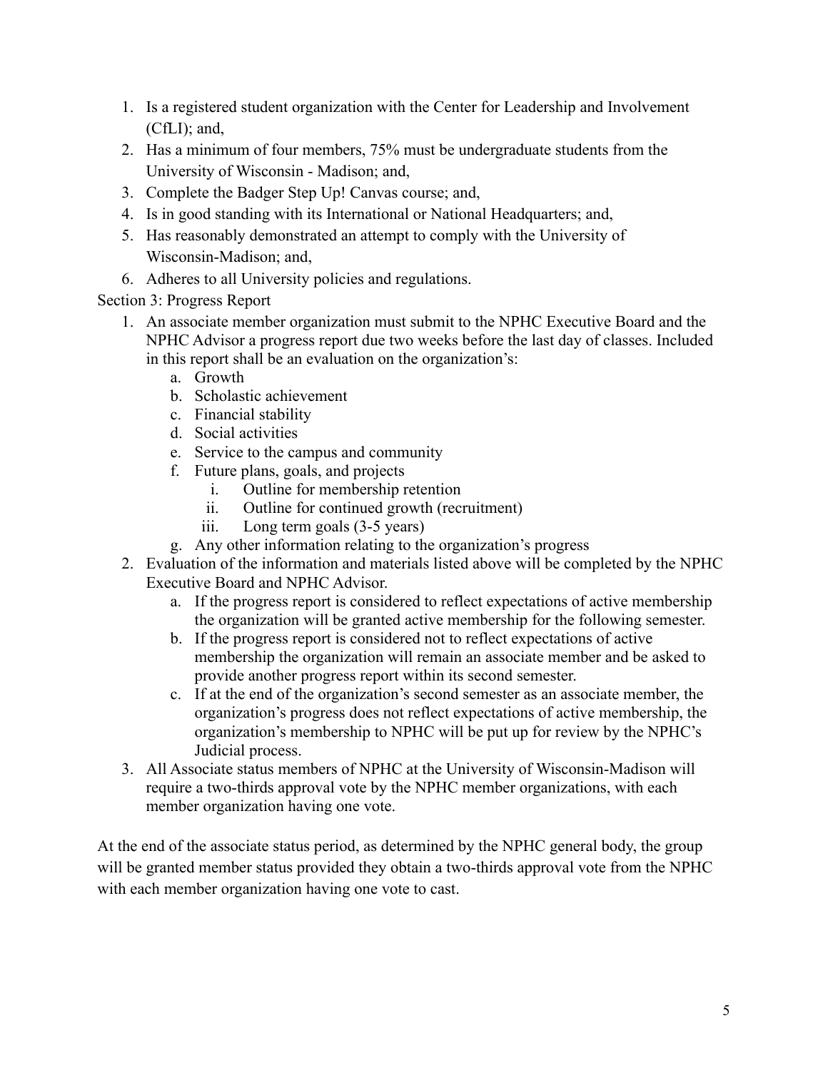1. Is a registered student organization with the Center for Leadership and Involvement (CfLI); and,
2. Has a minimum of four members, 75% must be undergraduate students from the University of Wisconsin - Madison; and,
3. Complete the Badger Step Up! Canvas course; and,
4. Is in good standing with its International or National Headquarters; and,
5. Has reasonably demonstrated an attempt to comply with the University of Wisconsin-Madison; and,
6. Adheres to all University policies and regulations.

Section 3: Progress Report

1. An associate member organization must submit to the NPHC Executive Board and the NPHC Advisor a progress report due two weeks before the last day of classes. Included in this report shall be an evaluation on the organization's:
   a. Growth
   b. Scholastic achievement
   c. Financial stability
   d. Social activities
   e. Service to the campus and community
   f. Future plans, goals, and projects
      i. Outline for membership retention
      ii. Outline for continued growth (recruitment)
      iii. Long term goals (3-5 years)
   g. Any other information relating to the organization's progress
2. Evaluation of the information and materials listed above will be completed by the NPHC Executive Board and NPHC Advisor.
   a. If the progress report is considered to reflect expectations of active membership the organization will be granted active membership for the following semester.
   b. If the progress report is considered not to reflect expectations of active membership the organization will remain an associate member and be asked to provide another progress report within its second semester.
   c. If at the end of the organization's second semester as an associate member, the organization's progress does not reflect expectations of active membership, the organization's membership to NPHC will be put up for review by the NPHC's Judicial process.
3. All Associate status members of NPHC at the University of Wisconsin-Madison will require a two-thirds approval vote by the NPHC member organizations, with each member organization having one vote.

At the end of the associate status period, as determined by the NPHC general body, the group will be granted member status provided they obtain a two-thirds approval vote from the NPHC with each member organization having one vote to cast.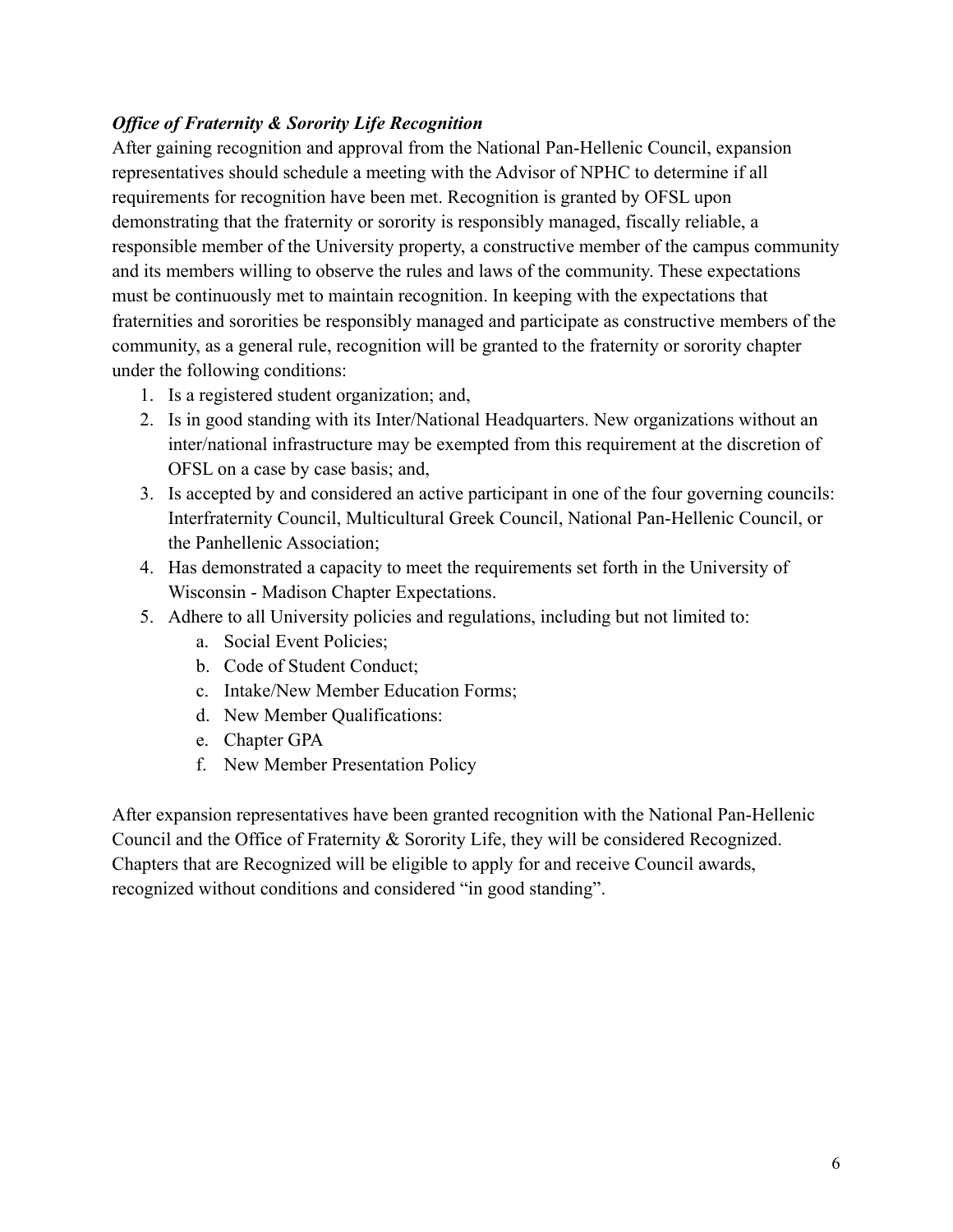***Office of Fraternity & Sorority Life Recognition***

After gaining recognition and approval from the National Pan-Hellenic Council, expansion representatives should schedule a meeting with the Advisor of NPHC to determine if all requirements for recognition have been met. Recognition is granted by OFSL upon demonstrating that the fraternity or sorority is responsibly managed, fiscally reliable, a responsible member of the University property, a constructive member of the campus community and its members willing to observe the rules and laws of the community. These expectations must be continuously met to maintain recognition. In keeping with the expectations that fraternities and sororities be responsibly managed and participate as constructive members of the community, as a general rule, recognition will be granted to the fraternity or sorority chapter under the following conditions:

1. Is a registered student organization; and,
2. Is in good standing with its Inter/National Headquarters. New organizations without an inter/national infrastructure may be exempted from this requirement at the discretion of OFSL on a case by case basis; and,
3. Is accepted by and considered an active participant in one of the four governing councils: Interfraternity Council, Multicultural Greek Council, National Pan-Hellenic Council, or the Panhellenic Association;
4. Has demonstrated a capacity to meet the requirements set forth in the University of Wisconsin - Madison Chapter Expectations.
5. Adhere to all University policies and regulations, including but not limited to:
    a. Social Event Policies;
    b. Code of Student Conduct;
    c. Intake/New Member Education Forms;
    d. New Member Qualifications:
    e. Chapter GPA
    f. New Member Presentation Policy

After expansion representatives have been granted recognition with the National Pan-Hellenic Council and the Office of Fraternity & Sorority Life, they will be considered Recognized. Chapters that are Recognized will be eligible to apply for and receive Council awards, recognized without conditions and considered "in good standing".